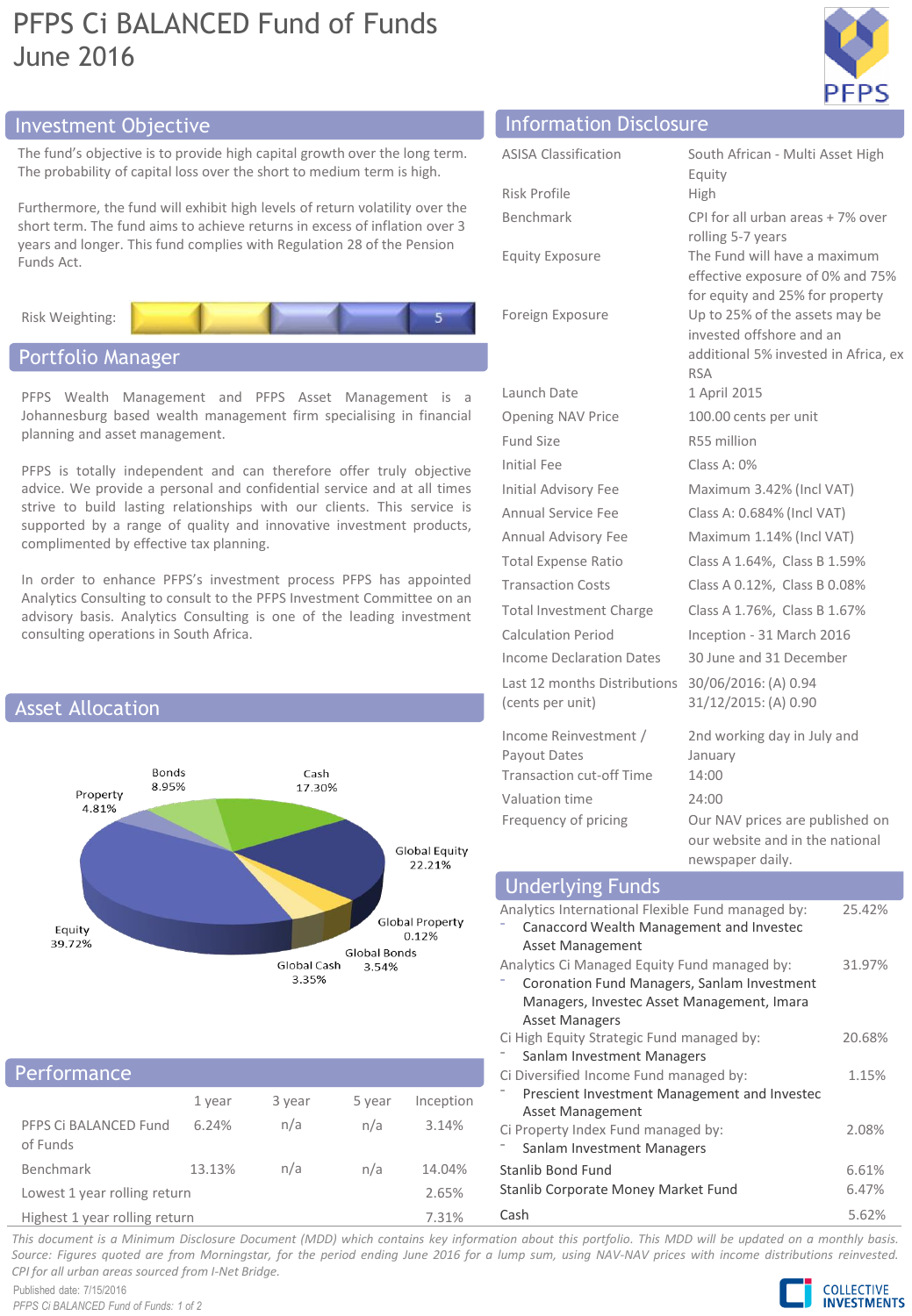# PFPS Ci BALANCED Fund of Funds
June 2016

## Investment Objective

The fund's objective is to provide high capital growth over the long term. The probability of capital loss over the short to medium term is high.

Furthermore, the fund will exhibit high levels of return volatility over the short term. The fund aims to achieve returns in excess of inflation over 3 years and longer. This fund complies with Regulation 28 of the Pension Funds Act.

Risk Weighting: 5

## Portfolio Manager

PFPS Wealth Management and PFPS Asset Management is a Johannesburg based wealth management firm specialising in financial planning and asset management.

PFPS is totally independent and can therefore offer truly objective advice. We provide a personal and confidential service and at all times strive to build lasting relationships with our clients. This service is supported by a range of quality and innovative investment products, complimented by effective tax planning.

In order to enhance PFPS's investment process PFPS has appointed Analytics Consulting to consult to the PFPS Investment Committee on an advisory basis. Analytics Consulting is one of the leading investment consulting operations in South Africa.

## Asset Allocation

| Asset Class | Allocation |
|---|---|
| Equity | 39.72% |
| Property | 4.81% |
| Bonds | 8.95% |
| Cash | 17.30% |
| Global Equity | 22.21% |
| Global Property | 0.12% |
| Global Bonds | 3.54% |
| Global Cash | 3.35% |

## Performance

| | 1 year | 3 year | 5 year | Inception |
|---|---|---|---|---|
| PFPS Ci BALANCED Fund of Funds | 6.24% | n/a | n/a | 3.14% |
| Benchmark | 13.13% | n/a | n/a | 14.04% |
| Lowest 1 year rolling return | | | | 2.65% |
| Highest 1 year rolling return | | | | 7.31% |

## Information Disclosure

| | |
|---|---|
| ASISA Classification | South African - Multi Asset High Equity |
| Risk Profile | High |
| Benchmark | CPI for all urban areas + 7% over rolling 5-7 years |
| Equity Exposure | The Fund will have a maximum effective exposure of 0% and 75% for equity and 25% for property |
| Foreign Exposure | Up to 25% of the assets may be invested offshore and an additional 5% invested in Africa, ex RSA |
| Launch Date | 1 April 2015 |
| Opening NAV Price | 100.00 cents per unit |
| Fund Size | R55 million |
| Initial Fee | Class A: 0% |
| Initial Advisory Fee | Maximum 3.42% (Incl VAT) |
| Annual Service Fee | Class A: 0.684% (Incl VAT) |
| Annual Advisory Fee | Maximum 1.14% (Incl VAT) |
| Total Expense Ratio | Class A 1.64%, Class B 1.59% |
| Transaction Costs | Class A 0.12%, Class B 0.08% |
| Total Investment Charge | Class A 1.76%, Class B 1.67% |
| Calculation Period | Inception - 31 March 2016 |
| Income Declaration Dates | 30 June and 31 December |
| Last 12 months Distributions (cents per unit) | 30/06/2016: (A) 0.94<br>31/12/2015: (A) 0.90 |
| Income Reinvestment / Payout Dates | 2nd working day in July and January |
| Transaction cut-off Time | 14:00 |
| Valuation time | 24:00 |
| Frequency of pricing | Our NAV prices are published on our website and in the national newspaper daily. |

## Underlying Funds

| Fund | Allocation |
|---|---|
| Analytics International Flexible Fund managed by:<br>- Canaccord Wealth Management and Investec Asset Management | 25.42% |
| Analytics Ci Managed Equity Fund managed by:<br>- Coronation Fund Managers, Sanlam Investment Managers, Investec Asset Management, Imara Asset Managers | 31.97% |
| Ci High Equity Strategic Fund managed by:<br>- Sanlam Investment Managers | 20.68% |
| Ci Diversified Income Fund managed by:<br>- Prescient Investment Management and Investec Asset Management | 1.15% |
| Ci Property Index Fund managed by:<br>- Sanlam Investment Managers | 2.08% |
| Stanlib Bond Fund | 6.61% |
| Stanlib Corporate Money Market Fund | 6.47% |
| Cash | 5.62% |

*This document is a Minimum Disclosure Document (MDD) which contains key information about this portfolio. This MDD will be updated on a monthly basis. Source: Figures quoted are from Morningstar, for the period ending June 2016 for a lump sum, using NAV-NAV prices with income distributions reinvested. CPI for all urban areas sourced from I-Net Bridge.*

Published date: 7/15/2016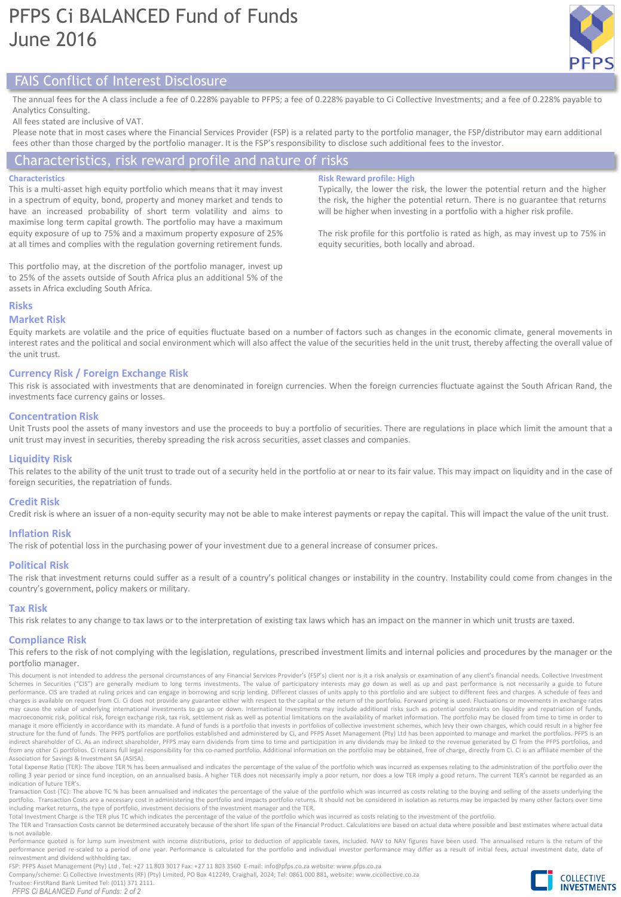# PFPS Ci BALANCED Fund of Funds
June 2016

## FAIS Conflict of Interest Disclosure

The annual fees for the A class include a fee of 0.228% payable to PFPS; a fee of 0.228% payable to Ci Collective Investments; and a fee of 0.228% payable to Analytics Consulting.

All fees stated are inclusive of VAT.

Please note that in most cases where the Financial Services Provider (FSP) is a related party to the portfolio manager, the FSP/distributor may earn additional fees other than those charged by the portfolio manager. It is the FSP's responsibility to disclose such additional fees to the investor.

## Characteristics, risk reward profile and nature of risks

### Characteristics

This is a multi-asset high equity portfolio which means that it may invest in a spectrum of equity, bond, property and money market and tends to have an increased probability of short term volatility and aims to maximise long term capital growth. The portfolio may have a maximum equity exposure of up to 75% and a maximum property exposure of 25% at all times and complies with the regulation governing retirement funds.

This portfolio may, at the discretion of the portfolio manager, invest up to 25% of the assets outside of South Africa plus an additional 5% of the assets in Africa excluding South Africa.

### Risk Reward profile: High

Typically, the lower the risk, the lower the potential return and the higher the risk, the higher the potential return. There is no guarantee that returns will be higher when investing in a portfolio with a higher risk profile.

The risk profile for this portfolio is rated as high, as may invest up to 75% in equity securities, both locally and abroad.

### Risks

### Market Risk

Equity markets are volatile and the price of equities fluctuate based on a number of factors such as changes in the economic climate, general movements in interest rates and the political and social environment which will also affect the value of the securities held in the unit trust, thereby affecting the overall value of the unit trust.

### Currency Risk / Foreign Exchange Risk

This risk is associated with investments that are denominated in foreign currencies. When the foreign currencies fluctuate against the South African Rand, the investments face currency gains or losses.

### Concentration Risk

Unit Trusts pool the assets of many investors and use the proceeds to buy a portfolio of securities. There are regulations in place which limit the amount that a unit trust may invest in securities, thereby spreading the risk across securities, asset classes and companies.

### Liquidity Risk

This relates to the ability of the unit trust to trade out of a security held in the portfolio at or near to its fair value. This may impact on liquidity and in the case of foreign securities, the repatriation of funds.

### Credit Risk

Credit risk is where an issuer of a non-equity security may not be able to make interest payments or repay the capital. This will impact the value of the unit trust.

### Inflation Risk

The risk of potential loss in the purchasing power of your investment due to a general increase of consumer prices.

### Political Risk

The risk that investment returns could suffer as a result of a country's political changes or instability in the country. Instability could come from changes in the country's government, policy makers or military.

### Tax Risk

This risk relates to any change to tax laws or to the interpretation of existing tax laws which has an impact on the manner in which unit trusts are taxed.

### Compliance Risk

This refers to the risk of not complying with the legislation, regulations, prescribed investment limits and internal policies and procedures by the manager or the portfolio manager.

This document is not intended to address the personal circumstances of any Financial Services Provider's (FSP's) client nor is it a risk analysis or examination of any client's financial needs. Collective Investment Schemes in Securities ("CIS") are generally medium to long terms investments. The value of participatory interests may go down as well as up and past performance is not necessarily a guide to future performance. CIS are traded at ruling prices and can engage in borrowing and scrip lending. Different classes of units apply to this portfolio and are subject to different fees and charges. A schedule of fees and charges is available on request from Ci. Ci does not provide any guarantee either with respect to the capital or the return of the portfolio. Forward pricing is used. Fluctuations or movements in exchange rates may cause the value of underlying international investments to go up or down. International Investments may include additional risks such as potential constraints on liquidity and repatriation of funds, macroeconomic risk, political risk, foreign exchange risk, tax risk, settlement risk as well as potential limitations on the availability of market information. The portfolio may be closed from time to time in order to manage it more efficiently in accordance with its mandate. A fund of funds is a portfolio that invests in portfolios of collective investment schemes, which levy their own charges, which could result in a higher fee structure for the fund of funds. The PFPS portfolios are portfolios established and administered by Ci, and PFPS Asset Management (Pty) Ltd has been appointed to manage and market the portfolios. PFPS is an indirect shareholder of Ci. As an indirect shareholder, PFPS may earn dividends from time to time and participation in any dividends may be linked to the revenue generated by Ci from the PFPS portfolios, and from any other Ci portfolios. Ci retains full legal responsibility for this co-named portfolio. Additional information on the portfolio may be obtained, free of charge, directly from Ci. Ci is an affiliate member of the Association for Savings & Investment SA (ASISA).

Total Expense Ratio (TER): The above TER % has been annualised and indicates the percentage of the value of the portfolio which was incurred as expenses relating to the administration of the portfolio over the rolling 3 year period or since fund inception, on an annualised basis. A higher TER does not necessarily imply a poor return, nor does a low TER imply a good return. The current TER's cannot be regarded as an indication of future TER's.

Transaction Cost (TC): The above TC % has been annualised and indicates the percentage of the value of the portfolio which was incurred as costs relating to the buying and selling of the assets underlying the portfolio. Transaction Costs are a necessary cost in administering the portfolio and impacts portfolio returns. It should not be considered in isolation as returns may be impacted by many other factors over time including market returns, the type of portfolio, investment decisions of the investment manager and the TER.

Total Investment Charge is the TER plus TC which indicates the percentage of the value of the portfolio which was incurred as costs relating to the investment of the portfolio.

The TER and Transaction Costs cannot be determined accurately because of the short life span of the Financial Product. Calculations are based on actual data where possible and best estimates where actual data is not available.

Performance quoted is for lump sum investment with income distributions, prior to deduction of applicable taxes, included. NAV to NAV figures have been used. The annualised return is the return of the performance period re-scaled to a period of one year. Performance is calculated for the portfolio and individual investor performance may differ as a result of initial fees, actual investment date, date of reinvestment and dividend withholding tax.

FSP: PFPS Asset Management (Pty) Ltd , Tel: +27 11 803 3017 Fax: +27 11 803 3560 E-mail: info@pfps.co.za website: www.pfps.co.za

Company/scheme: Ci Collective Investments (RF) (Pty) Limited, PO Box 412249, Craighall, 2024; Tel: 0861 000 881, website: www.cicollective.co.za

Trustee: FirstRand Bank Limited Tel: (011) 371 2111.